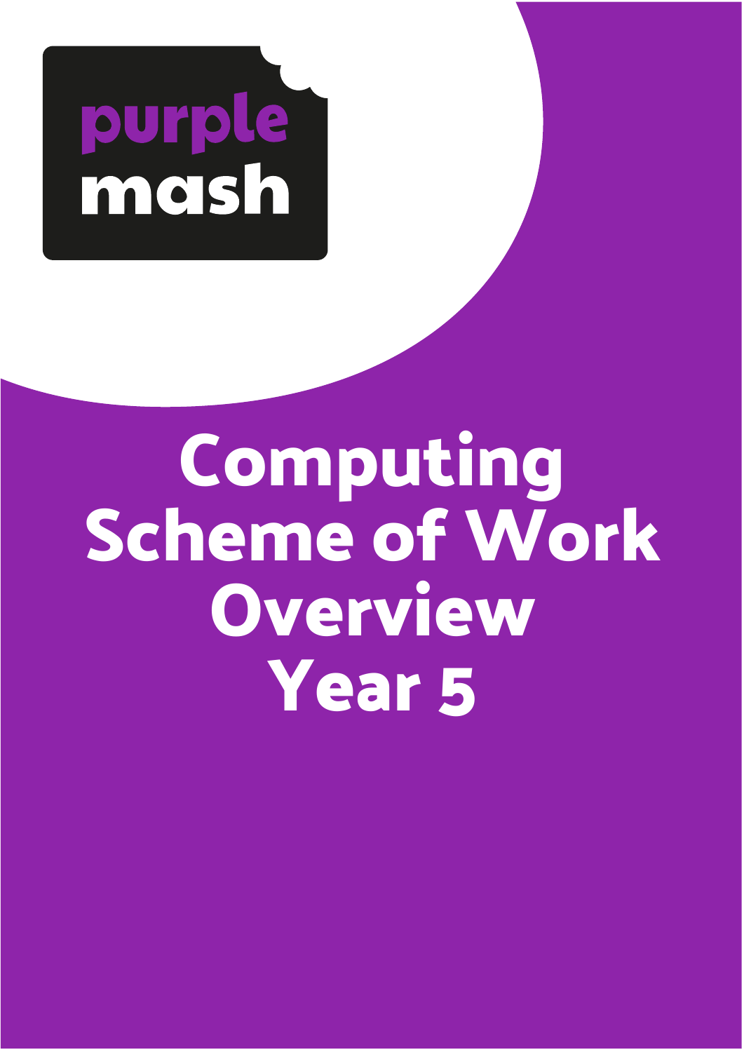purple mash

# Computing Scheme of Work Overview Year 5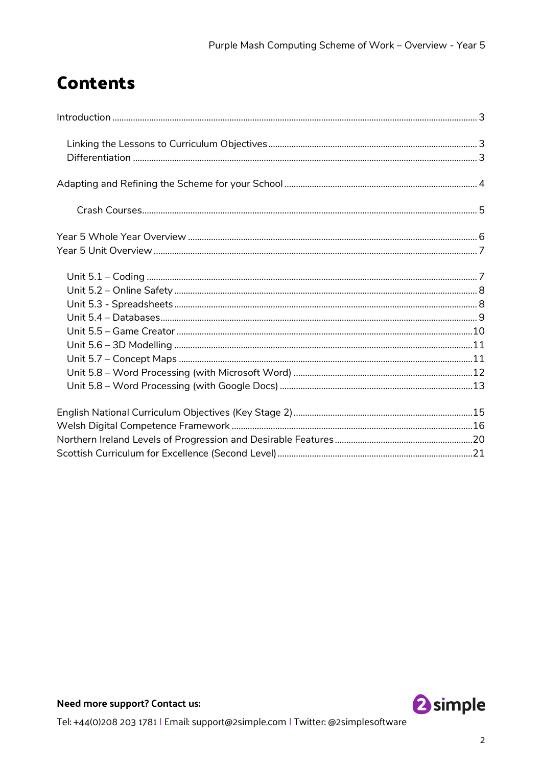# Contents

Introduction ..... 3

- Linking the Lessons to Curriculum Objectives ..... 3
- Differentiation ..... 3

Adapting and Refining the Scheme for your School ..... 4

- Crash Courses ..... 5

Year 5 Whole Year Overview ..... 6

Year 5 Unit Overview ..... 7

- Unit 5.1 – Coding ..... 7
- Unit 5.2 – Online Safety ..... 8
- Unit 5.3 - Spreadsheets ..... 8
- Unit 5.4 – Databases ..... 9
- Unit 5.5 – Game Creator ..... 10
- Unit 5.6 – 3D Modelling ..... 11
- Unit 5.7 – Concept Maps ..... 11
- Unit 5.8 – Word Processing (with Microsoft Word) ..... 12
- Unit 5.8 – Word Processing (with Google Docs) ..... 13

English National Curriculum Objectives (Key Stage 2) ..... 15

Welsh Digital Competence Framework ..... 16

Northern Ireland Levels of Progression and Desirable Features ..... 20

Scottish Curriculum for Excellence (Second Level) ..... 21

**Need more support? Contact us:**

Tel: +44(0)208 203 1781 | Email: support@2simple.com | Twitter: @2simplesoftware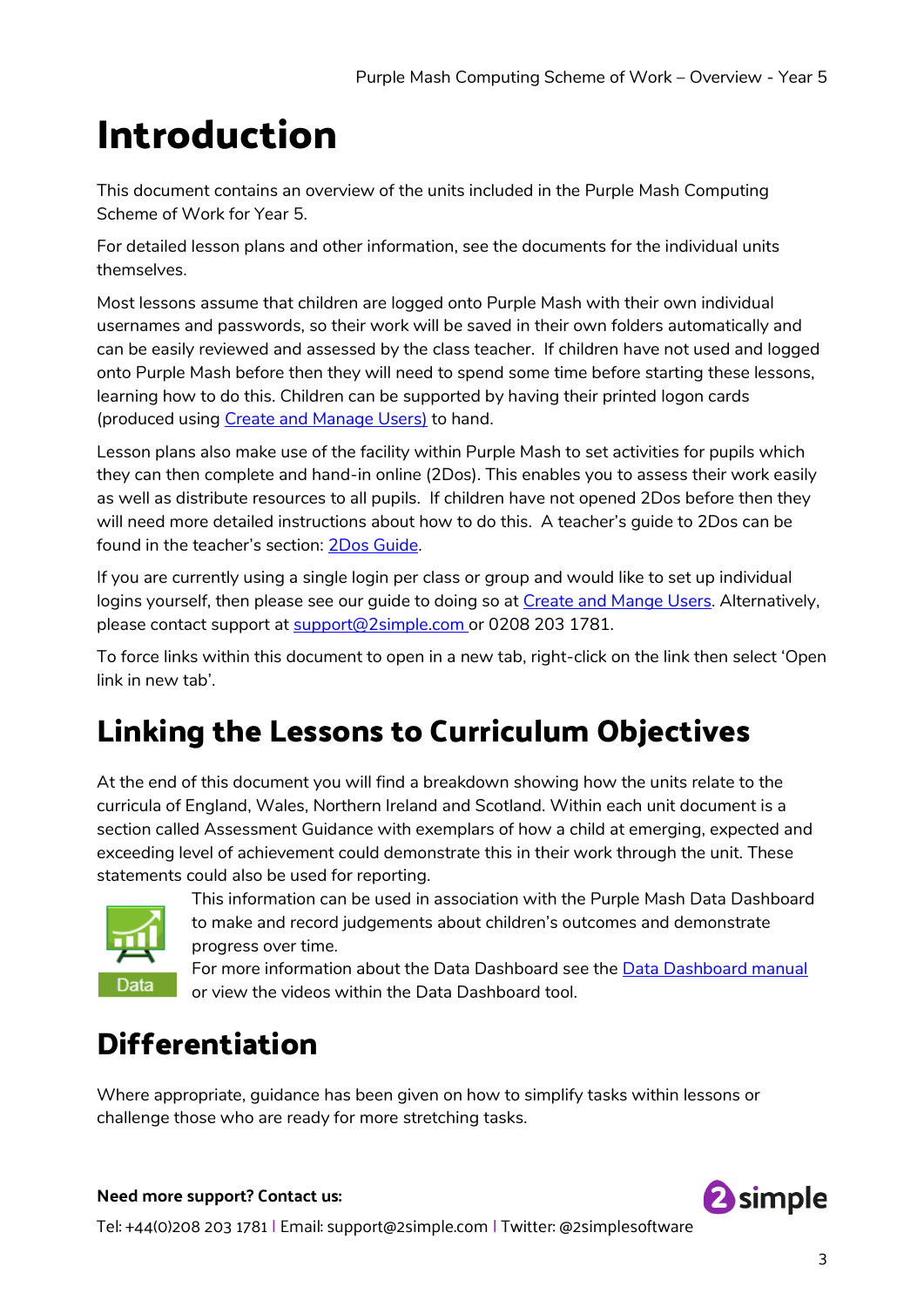# Introduction

This document contains an overview of the units included in the Purple Mash Computing Scheme of Work for Year 5.

For detailed lesson plans and other information, see the documents for the individual units themselves.

Most lessons assume that children are logged onto Purple Mash with their own individual usernames and passwords, so their work will be saved in their own folders automatically and can be easily reviewed and assessed by the class teacher. If children have not used and logged onto Purple Mash before then they will need to spend some time before starting these lessons, learning how to do this. Children can be supported by having their printed logon cards (produced using Create and Manage Users) to hand.

Lesson plans also make use of the facility within Purple Mash to set activities for pupils which they can then complete and hand-in online (2Dos). This enables you to assess their work easily as well as distribute resources to all pupils. If children have not opened 2Dos before then they will need more detailed instructions about how to do this. A teacher's guide to 2Dos can be found in the teacher's section: 2Dos Guide.

If you are currently using a single login per class or group and would like to set up individual logins yourself, then please see our guide to doing so at Create and Mange Users. Alternatively, please contact support at support@2simple.com or 0208 203 1781.

To force links within this document to open in a new tab, right-click on the link then select 'Open link in new tab'.

## Linking the Lessons to Curriculum Objectives

At the end of this document you will find a breakdown showing how the units relate to the curricula of England, Wales, Northern Ireland and Scotland. Within each unit document is a section called Assessment Guidance with exemplars of how a child at emerging, expected and exceeding level of achievement could demonstrate this in their work through the unit. These statements could also be used for reporting.

This information can be used in association with the Purple Mash Data Dashboard to make and record judgements about children's outcomes and demonstrate progress over time.

For more information about the Data Dashboard see the Data Dashboard manual or view the videos within the Data Dashboard tool.

## Differentiation

Where appropriate, guidance has been given on how to simplify tasks within lessons or challenge those who are ready for more stretching tasks.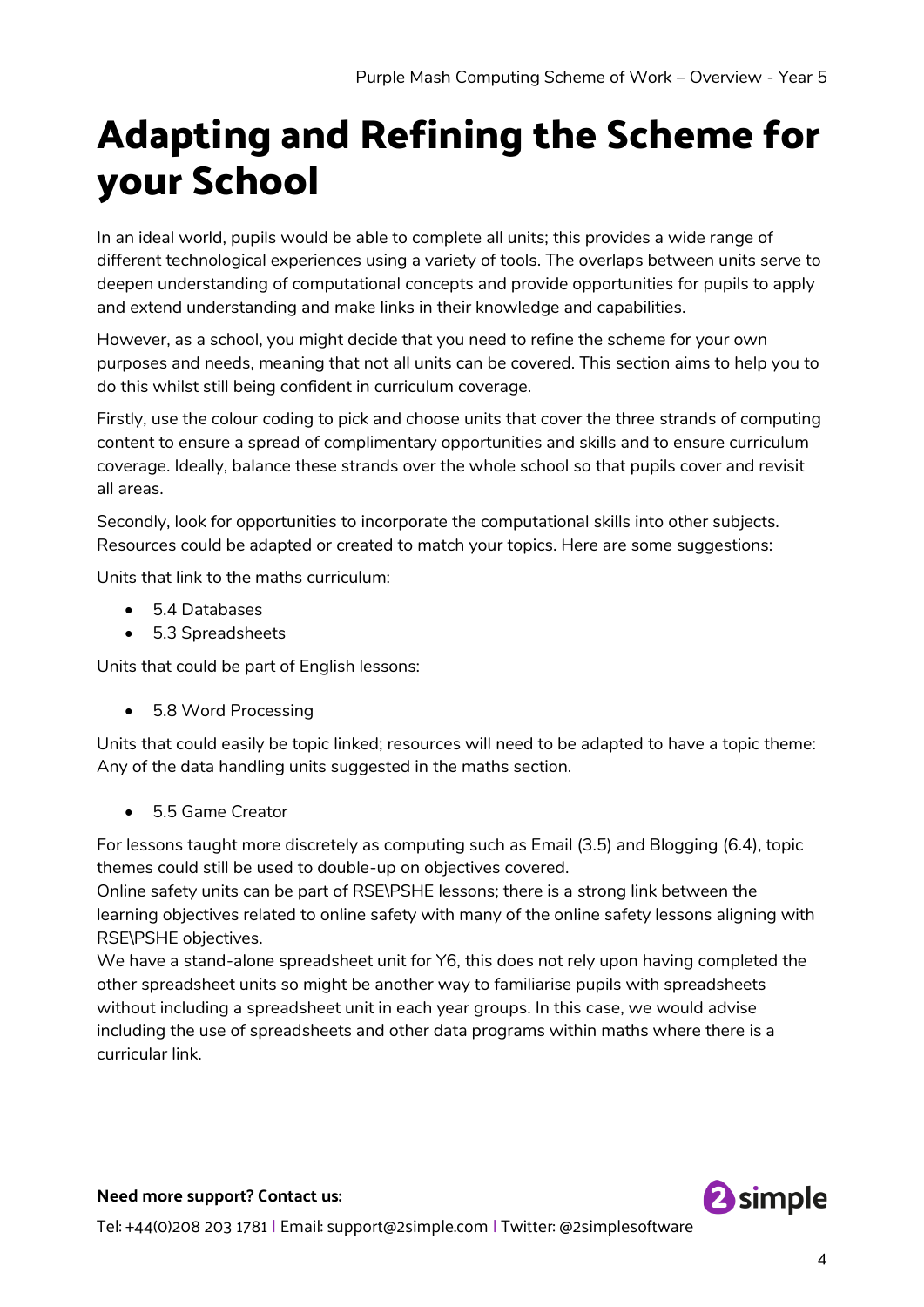# Adapting and Refining the Scheme for your School

In an ideal world, pupils would be able to complete all units; this provides a wide range of different technological experiences using a variety of tools. The overlaps between units serve to deepen understanding of computational concepts and provide opportunities for pupils to apply and extend understanding and make links in their knowledge and capabilities.

However, as a school, you might decide that you need to refine the scheme for your own purposes and needs, meaning that not all units can be covered. This section aims to help you to do this whilst still being confident in curriculum coverage.

Firstly, use the colour coding to pick and choose units that cover the three strands of computing content to ensure a spread of complimentary opportunities and skills and to ensure curriculum coverage. Ideally, balance these strands over the whole school so that pupils cover and revisit all areas.

Secondly, look for opportunities to incorporate the computational skills into other subjects. Resources could be adapted or created to match your topics. Here are some suggestions:

Units that link to the maths curriculum:

- 5.4 Databases
- 5.3 Spreadsheets

Units that could be part of English lessons:

- 5.8 Word Processing

Units that could easily be topic linked; resources will need to be adapted to have a topic theme: Any of the data handling units suggested in the maths section.

- 5.5 Game Creator

For lessons taught more discretely as computing such as Email (3.5) and Blogging (6.4), topic themes could still be used to double-up on objectives covered.
Online safety units can be part of RSE\PSHE lessons; there is a strong link between the learning objectives related to online safety with many of the online safety lessons aligning with RSE\PSHE objectives.
We have a stand-alone spreadsheet unit for Y6, this does not rely upon having completed the other spreadsheet units so might be another way to familiarise pupils with spreadsheets without including a spreadsheet unit in each year groups. In this case, we would advise including the use of spreadsheets and other data programs within maths where there is a curricular link.

**Need more support? Contact us:**

Tel: +44(0)208 203 1781 | Email: support@2simple.com | Twitter: @2simplesoftware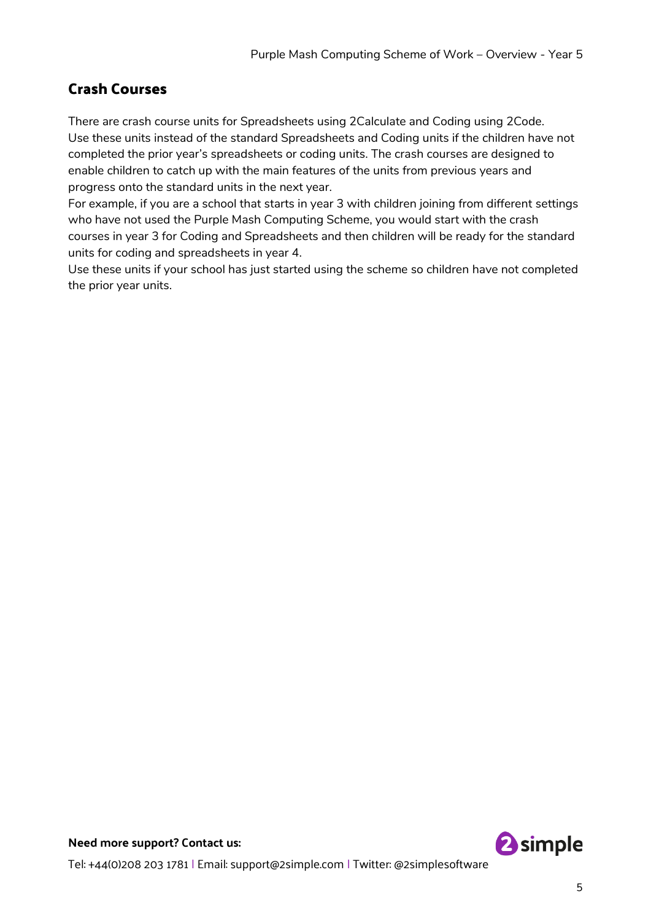## Crash Courses

There are crash course units for Spreadsheets using 2Calculate and Coding using 2Code.
Use these units instead of the standard Spreadsheets and Coding units if the children have not completed the prior year's spreadsheets or coding units. The crash courses are designed to enable children to catch up with the main features of the units from previous years and progress onto the standard units in the next year.
For example, if you are a school that starts in year 3 with children joining from different settings who have not used the Purple Mash Computing Scheme, you would start with the crash courses in year 3 for Coding and Spreadsheets and then children will be ready for the standard units for coding and spreadsheets in year 4.
Use these units if your school has just started using the scheme so children have not completed the prior year units.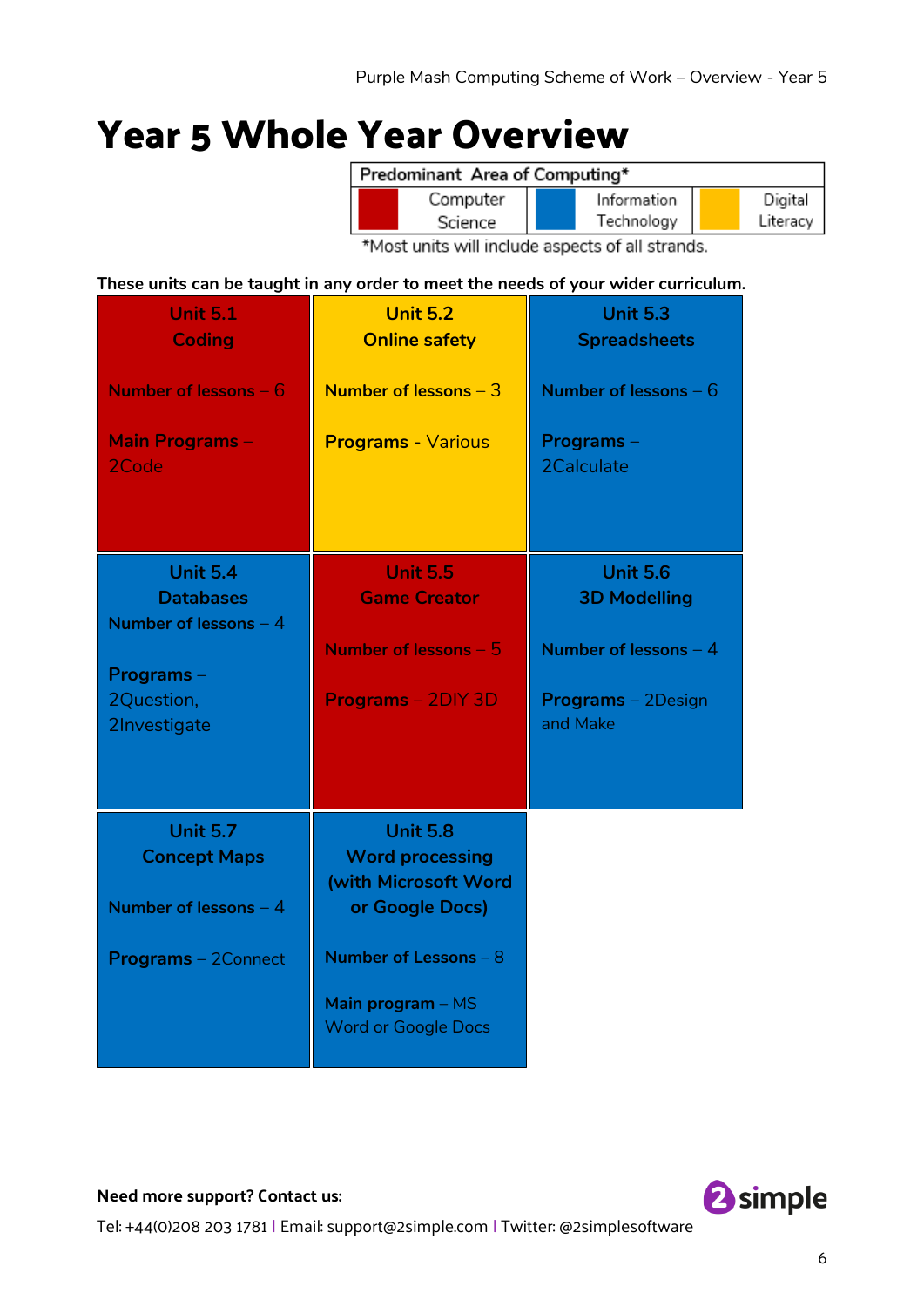# Year 5 Whole Year Overview

| Predominant Area of Computing* | | |
|---|---|---|
| Computer Science (red) | Information Technology (blue) | Digital Literacy (yellow) |

*Most units will include aspects of all strands.

**These units can be taught in any order to meet the needs of your wider curriculum.**

| | | |
|---|---|---|
| **Unit 5.1 Coding** (Computer Science)<br><br>**Number of lessons** – 6<br><br>**Main Programs** – 2Code | **Unit 5.2 Online safety** (Digital Literacy)<br><br>**Number of lessons** – 3<br><br>**Programs** - Various | **Unit 5.3 Spreadsheets** (Information Technology)<br><br>**Number of lessons** – 6<br><br>**Programs** – 2Calculate |
| **Unit 5.4 Databases** (Information Technology)<br><br>**Number of lessons** – 4<br><br>**Programs** – 2Question, 2Investigate | **Unit 5.5 Game Creator** (Computer Science)<br><br>**Number of lessons** – 5<br><br>**Programs** – 2DIY 3D | **Unit 5.6 3D Modelling** (Information Technology)<br><br>**Number of lessons** – 4<br><br>**Programs** – 2Design and Make |
| **Unit 5.7 Concept Maps** (Information Technology)<br><br>**Number of lessons** – 4<br><br>**Programs** – 2Connect | **Unit 5.8 Word processing (with Microsoft Word or Google Docs)** (Information Technology)<br><br>**Number of Lessons** – 8<br><br>**Main program** – MS Word or Google Docs | |

**Need more support? Contact us:**

Tel: +44(0)208 203 1781 | Email: support@2simple.com | Twitter: @2simplesoftware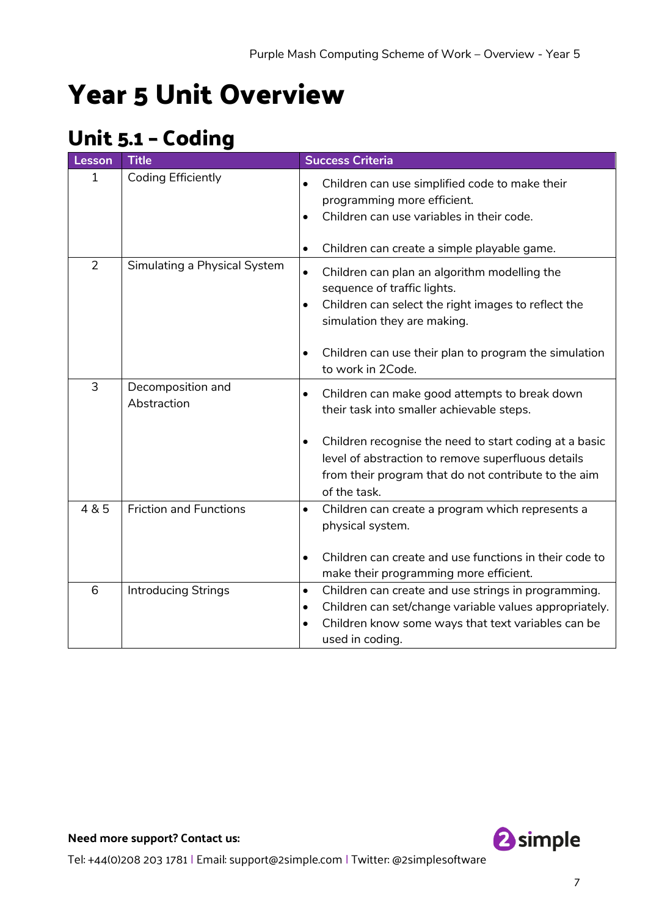# Year 5 Unit Overview

## Unit 5.1 – Coding

| Lesson | Title | Success Criteria |
|---|---|---|
| 1 | Coding Efficiently | • Children can use simplified code to make their programming more efficient.<br>• Children can use variables in their code.<br>• Children can create a simple playable game. |
| 2 | Simulating a Physical System | • Children can plan an algorithm modelling the sequence of traffic lights.<br>• Children can select the right images to reflect the simulation they are making.<br>• Children can use their plan to program the simulation to work in 2Code. |
| 3 | Decomposition and Abstraction | • Children can make good attempts to break down their task into smaller achievable steps.<br>• Children recognise the need to start coding at a basic level of abstraction to remove superfluous details from their program that do not contribute to the aim of the task. |
| 4 & 5 | Friction and Functions | • Children can create a program which represents a physical system.<br>• Children can create and use functions in their code to make their programming more efficient. |
| 6 | Introducing Strings | • Children can create and use strings in programming.<br>• Children can set/change variable values appropriately.<br>• Children know some ways that text variables can be used in coding. |

**Need more support? Contact us:**

Tel: +44(0)208 203 1781 | Email: support@2simple.com | Twitter: @2simplesoftware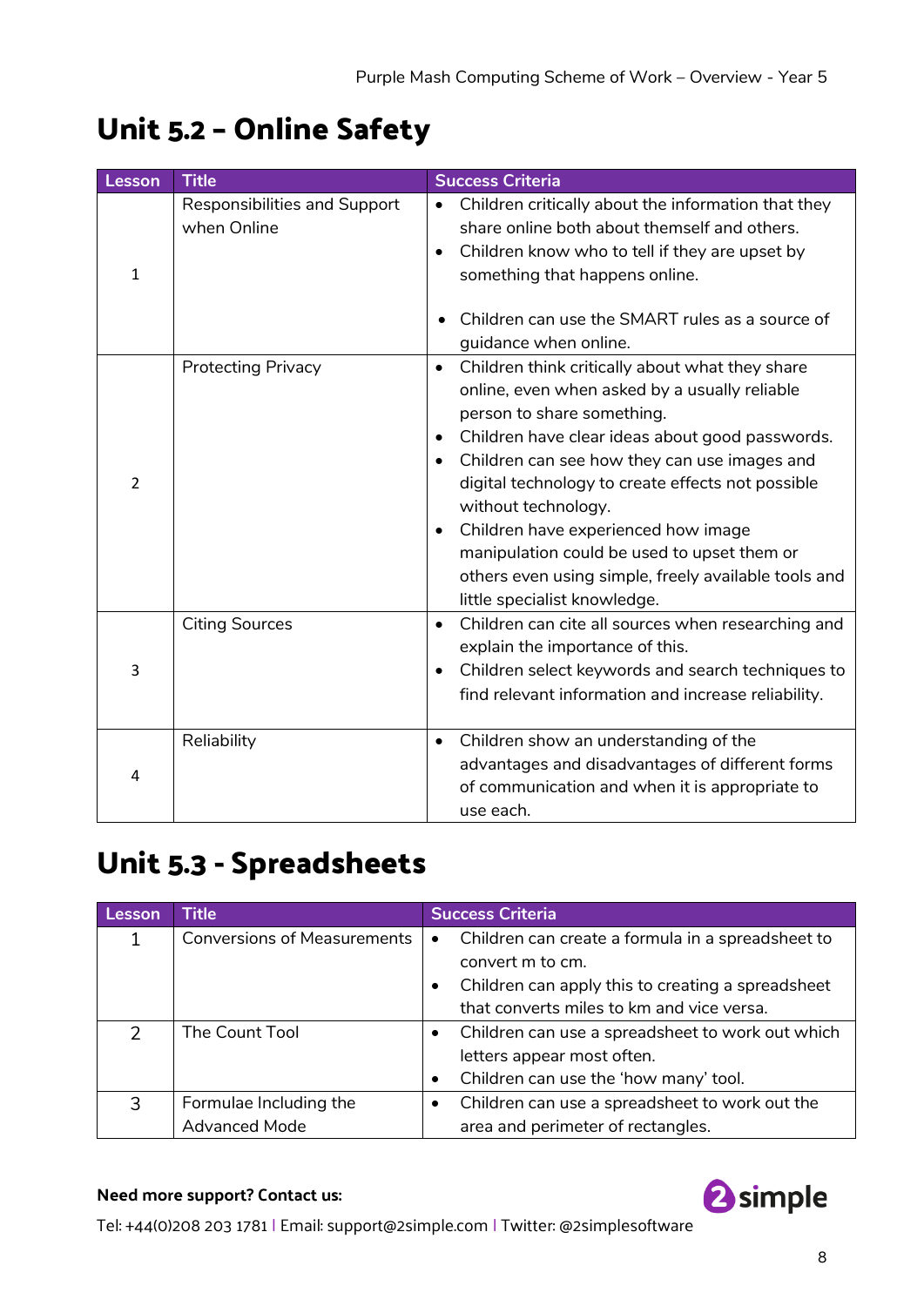## Unit 5.2 – Online Safety

| Lesson | Title | Success Criteria |
|---|---|---|
| 1 | Responsibilities and Support when Online | • Children critically about the information that they share online both about themself and others.<br>• Children know who to tell if they are upset by something that happens online.<br>• Children can use the SMART rules as a source of guidance when online. |
| 2 | Protecting Privacy | • Children think critically about what they share online, even when asked by a usually reliable person to share something.<br>• Children have clear ideas about good passwords.<br>• Children can see how they can use images and digital technology to create effects not possible without technology.<br>• Children have experienced how image manipulation could be used to upset them or others even using simple, freely available tools and little specialist knowledge. |
| 3 | Citing Sources | • Children can cite all sources when researching and explain the importance of this.<br>• Children select keywords and search techniques to find relevant information and increase reliability. |
| 4 | Reliability | • Children show an understanding of the advantages and disadvantages of different forms of communication and when it is appropriate to use each. |

## Unit 5.3 - Spreadsheets

| Lesson | Title | Success Criteria |
|---|---|---|
| 1 | Conversions of Measurements | • Children can create a formula in a spreadsheet to convert m to cm.<br>• Children can apply this to creating a spreadsheet that converts miles to km and vice versa. |
| 2 | The Count Tool | • Children can use a spreadsheet to work out which letters appear most often.<br>• Children can use the 'how many' tool. |
| 3 | Formulae Including the Advanced Mode | • Children can use a spreadsheet to work out the area and perimeter of rectangles. |

**Need more support? Contact us:**

Tel: +44(0)208 203 1781 | Email: support@2simple.com | Twitter: @2simplesoftware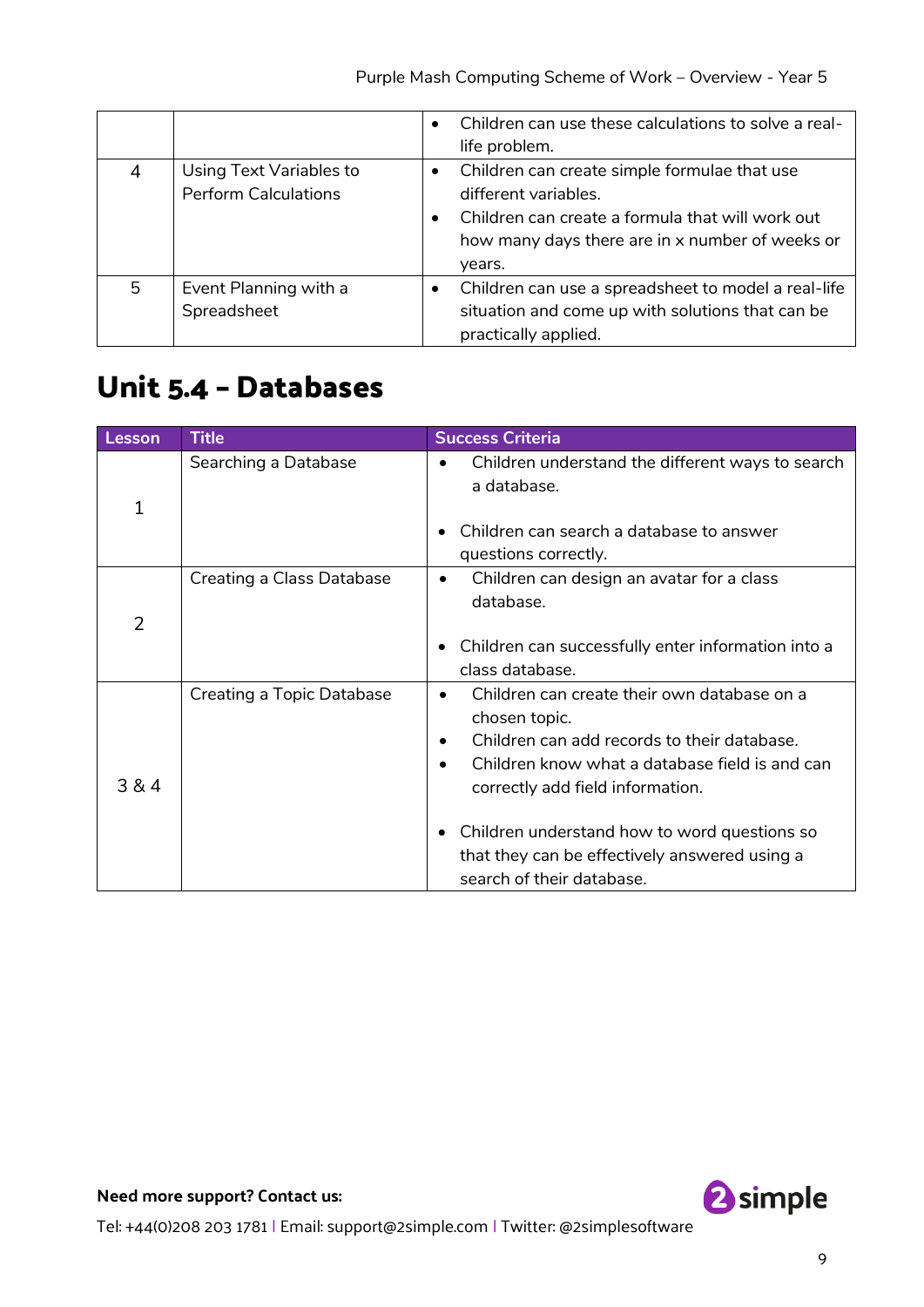| | | |
|---|---|---|
| | | • Children can use these calculations to solve a real-life problem. |
| 4 | Using Text Variables to Perform Calculations | • Children can create simple formulae that use different variables.<br>• Children can create a formula that will work out how many days there are in x number of weeks or years. |
| 5 | Event Planning with a Spreadsheet | • Children can use a spreadsheet to model a real-life situation and come up with solutions that can be practically applied. |

## Unit 5.4 – Databases

| Lesson | Title | Success Criteria |
|---|---|---|
| 1 | Searching a Database | • Children understand the different ways to search a database.<br>• Children can search a database to answer questions correctly. |
| 2 | Creating a Class Database | • Children can design an avatar for a class database.<br>• Children can successfully enter information into a class database. |
| 3 & 4 | Creating a Topic Database | • Children can create their own database on a chosen topic.<br>• Children can add records to their database.<br>• Children know what a database field is and can correctly add field information.<br>• Children understand how to word questions so that they can be effectively answered using a search of their database. |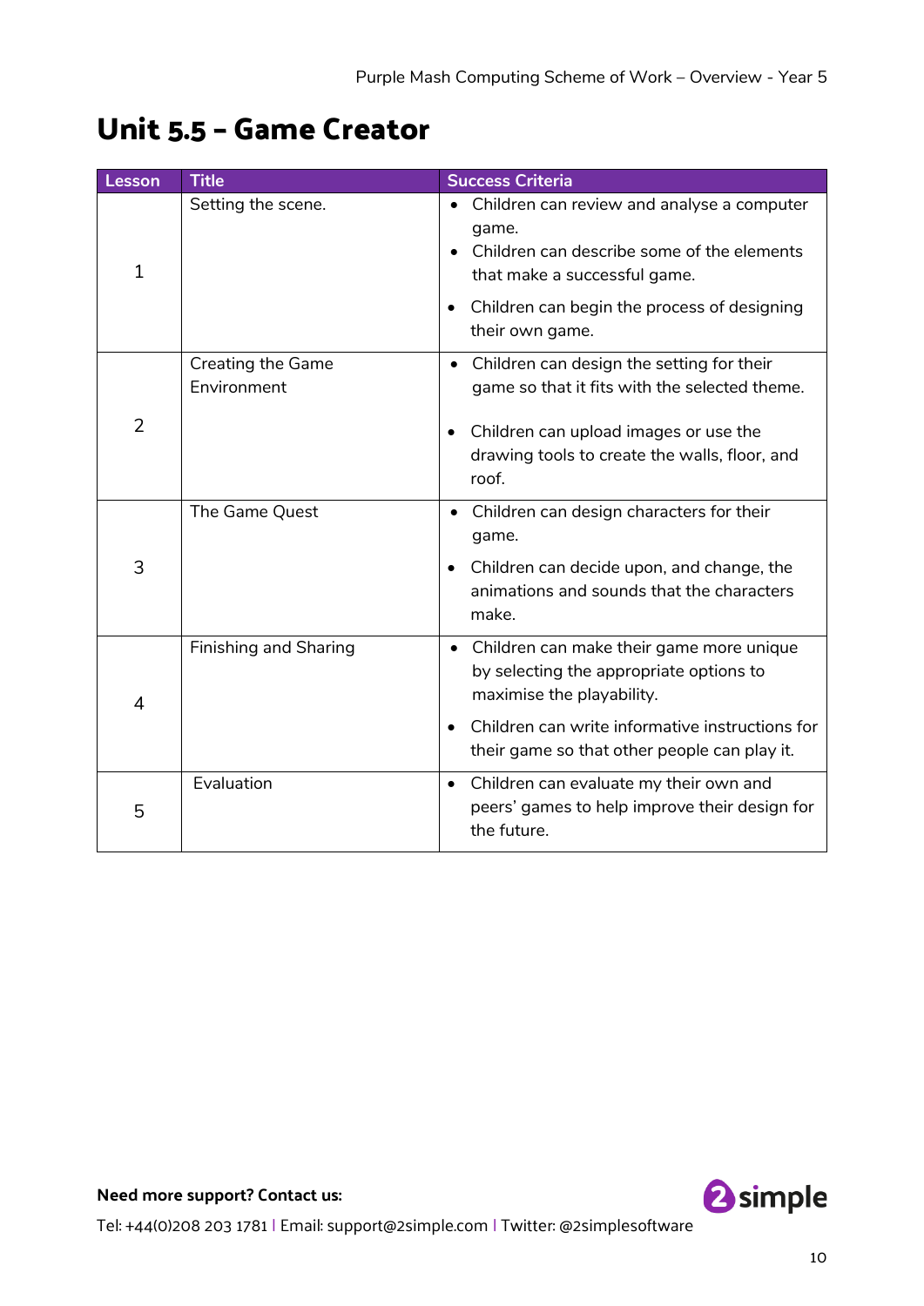# Unit 5.5 – Game Creator

| Lesson | Title | Success Criteria |
|---|---|---|
| 1 | Setting the scene. | • Children can review and analyse a computer game.<br>• Children can describe some of the elements that make a successful game.<br>• Children can begin the process of designing their own game. |
| 2 | Creating the Game Environment | • Children can design the setting for their game so that it fits with the selected theme.<br>• Children can upload images or use the drawing tools to create the walls, floor, and roof. |
| 3 | The Game Quest | • Children can design characters for their game.<br>• Children can decide upon, and change, the animations and sounds that the characters make. |
| 4 | Finishing and Sharing | • Children can make their game more unique by selecting the appropriate options to maximise the playability.<br>• Children can write informative instructions for their game so that other people can play it. |
| 5 | Evaluation | • Children can evaluate my their own and peers' games to help improve their design for the future. |

**Need more support? Contact us:**

Tel: +44(0)208 203 1781 | Email: support@2simple.com | Twitter: @2simplesoftware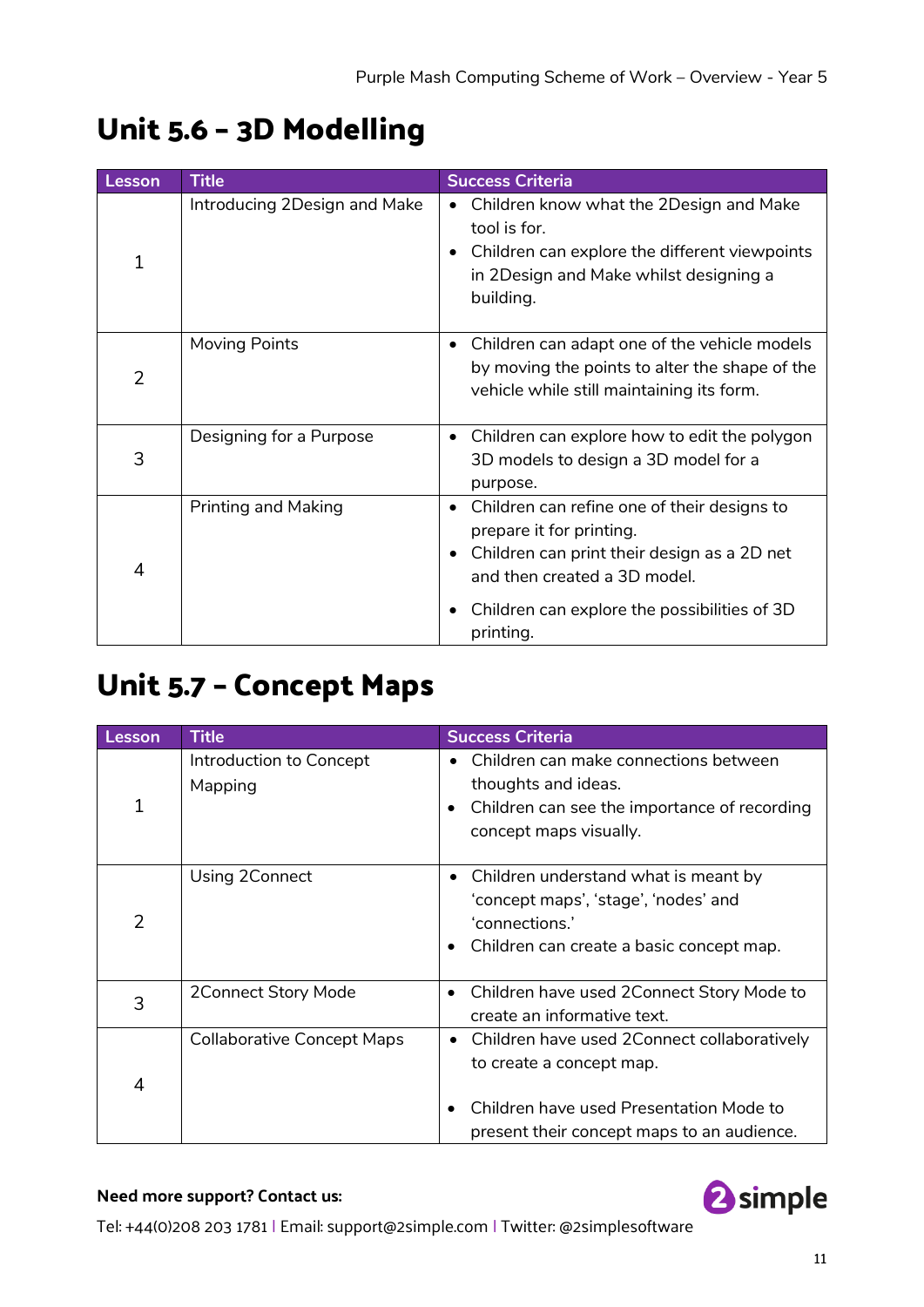## Unit 5.6 – 3D Modelling

| Lesson | Title | Success Criteria |
|---|---|---|
| 1 | Introducing 2Design and Make | • Children know what the 2Design and Make tool is for.<br>• Children can explore the different viewpoints in 2Design and Make whilst designing a building. |
| 2 | Moving Points | • Children can adapt one of the vehicle models by moving the points to alter the shape of the vehicle while still maintaining its form. |
| 3 | Designing for a Purpose | • Children can explore how to edit the polygon 3D models to design a 3D model for a purpose. |
| 4 | Printing and Making | • Children can refine one of their designs to prepare it for printing.<br>• Children can print their design as a 2D net and then created a 3D model.<br>• Children can explore the possibilities of 3D printing. |

## Unit 5.7 – Concept Maps

| Lesson | Title | Success Criteria |
|---|---|---|
| 1 | Introduction to Concept Mapping | • Children can make connections between thoughts and ideas.<br>• Children can see the importance of recording concept maps visually. |
| 2 | Using 2Connect | • Children understand what is meant by 'concept maps', 'stage', 'nodes' and 'connections.'<br>• Children can create a basic concept map. |
| 3 | 2Connect Story Mode | • Children have used 2Connect Story Mode to create an informative text. |
| 4 | Collaborative Concept Maps | • Children have used 2Connect collaboratively to create a concept map.<br>• Children have used Presentation Mode to present their concept maps to an audience. |

**Need more support? Contact us:**

Tel: +44(0)208 203 1781 | Email: support@2simple.com | Twitter: @2simplesoftware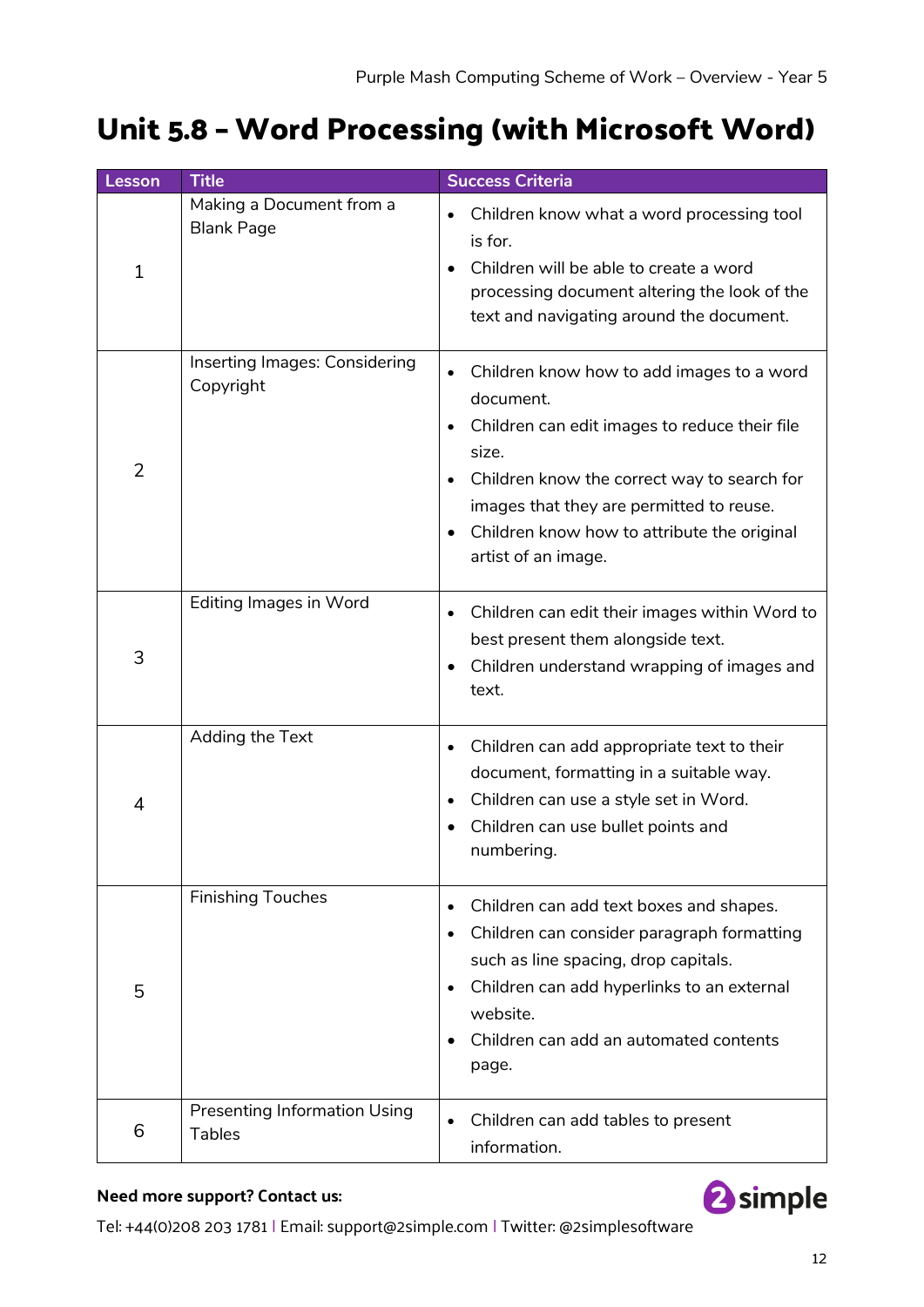# Unit 5.8 – Word Processing (with Microsoft Word)

| Lesson | Title | Success Criteria |
|---|---|---|
| 1 | Making a Document from a Blank Page | • Children know what a word processing tool is for.<br>• Children will be able to create a word processing document altering the look of the text and navigating around the document. |
| 2 | Inserting Images: Considering Copyright | • Children know how to add images to a word document.<br>• Children can edit images to reduce their file size.<br>• Children know the correct way to search for images that they are permitted to reuse.<br>• Children know how to attribute the original artist of an image. |
| 3 | Editing Images in Word | • Children can edit their images within Word to best present them alongside text.<br>• Children understand wrapping of images and text. |
| 4 | Adding the Text | • Children can add appropriate text to their document, formatting in a suitable way.<br>• Children can use a style set in Word.<br>• Children can use bullet points and numbering. |
| 5 | Finishing Touches | • Children can add text boxes and shapes.<br>• Children can consider paragraph formatting such as line spacing, drop capitals.<br>• Children can add hyperlinks to an external website.<br>• Children can add an automated contents page. |
| 6 | Presenting Information Using Tables | • Children can add tables to present information. |

**Need more support? Contact us:**

Tel: +44(0)208 203 1781 | Email: support@2simple.com | Twitter: @2simplesoftware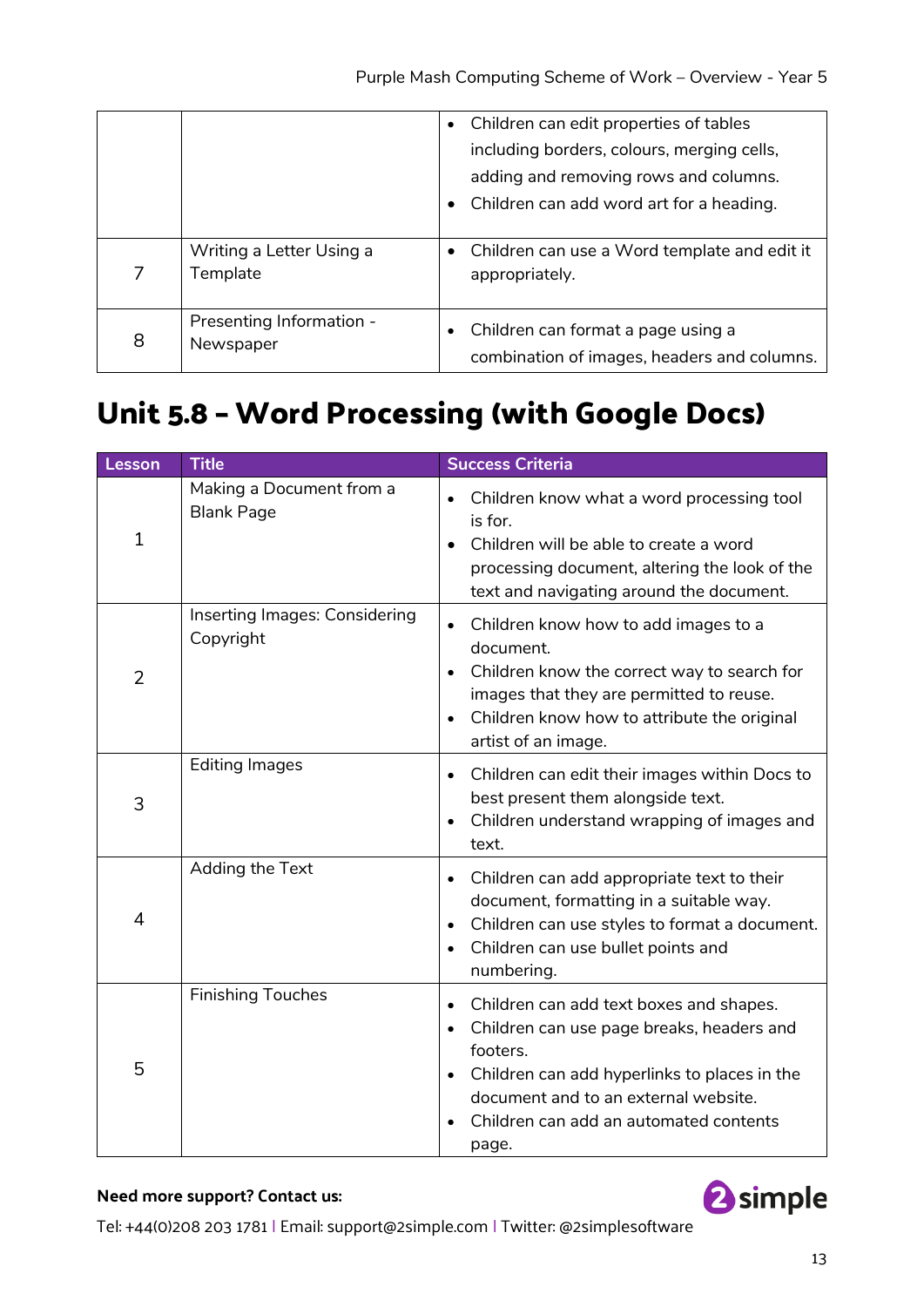| | | |
|---|---|---|
| | | • Children can edit properties of tables including borders, colours, merging cells, adding and removing rows and columns.<br>• Children can add word art for a heading. |
| 7 | Writing a Letter Using a Template | • Children can use a Word template and edit it appropriately. |
| 8 | Presenting Information - Newspaper | • Children can format a page using a combination of images, headers and columns. |

# Unit 5.8 – Word Processing (with Google Docs)

| Lesson | Title | Success Criteria |
|---|---|---|
| 1 | Making a Document from a Blank Page | • Children know what a word processing tool is for.<br>• Children will be able to create a word processing document, altering the look of the text and navigating around the document. |
| 2 | Inserting Images: Considering Copyright | • Children know how to add images to a document.<br>• Children know the correct way to search for images that they are permitted to reuse.<br>• Children know how to attribute the original artist of an image. |
| 3 | Editing Images | • Children can edit their images within Docs to best present them alongside text.<br>• Children understand wrapping of images and text. |
| 4 | Adding the Text | • Children can add appropriate text to their document, formatting in a suitable way.<br>• Children can use styles to format a document.<br>• Children can use bullet points and numbering. |
| 5 | Finishing Touches | • Children can add text boxes and shapes.<br>• Children can use page breaks, headers and footers.<br>• Children can add hyperlinks to places in the document and to an external website.<br>• Children can add an automated contents page. |

**Need more support? Contact us:**

Tel: +44(0)208 203 1781 | Email: support@2simple.com | Twitter: @2simplesoftware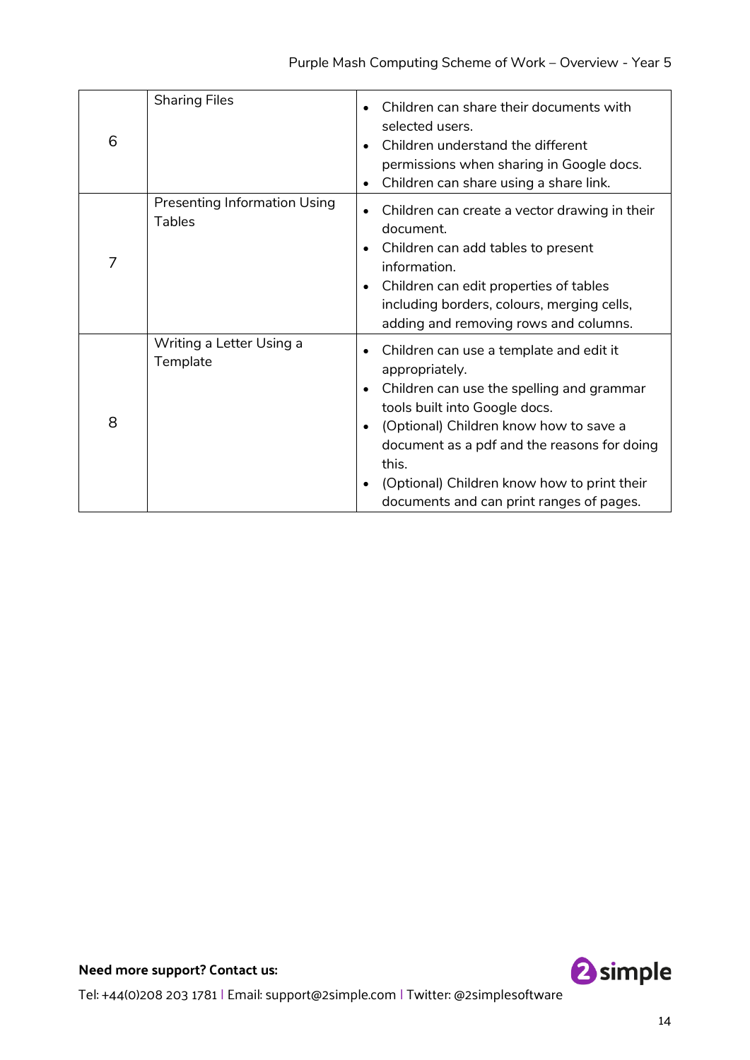| 6 | Sharing Files | • Children can share their documents with selected users.<br>• Children understand the different permissions when sharing in Google docs.<br>• Children can share using a share link. |
|---|---|---|
| 7 | Presenting Information Using Tables | • Children can create a vector drawing in their document.<br>• Children can add tables to present information.<br>• Children can edit properties of tables including borders, colours, merging cells, adding and removing rows and columns. |
| 8 | Writing a Letter Using a Template | • Children can use a template and edit it appropriately.<br>• Children can use the spelling and grammar tools built into Google docs.<br>• (Optional) Children know how to save a document as a pdf and the reasons for doing this.<br>• (Optional) Children know how to print their documents and can print ranges of pages. |

**Need more support? Contact us:**

Tel: +44(0)208 203 1781 | Email: support@2simple.com | Twitter: @2simplesoftware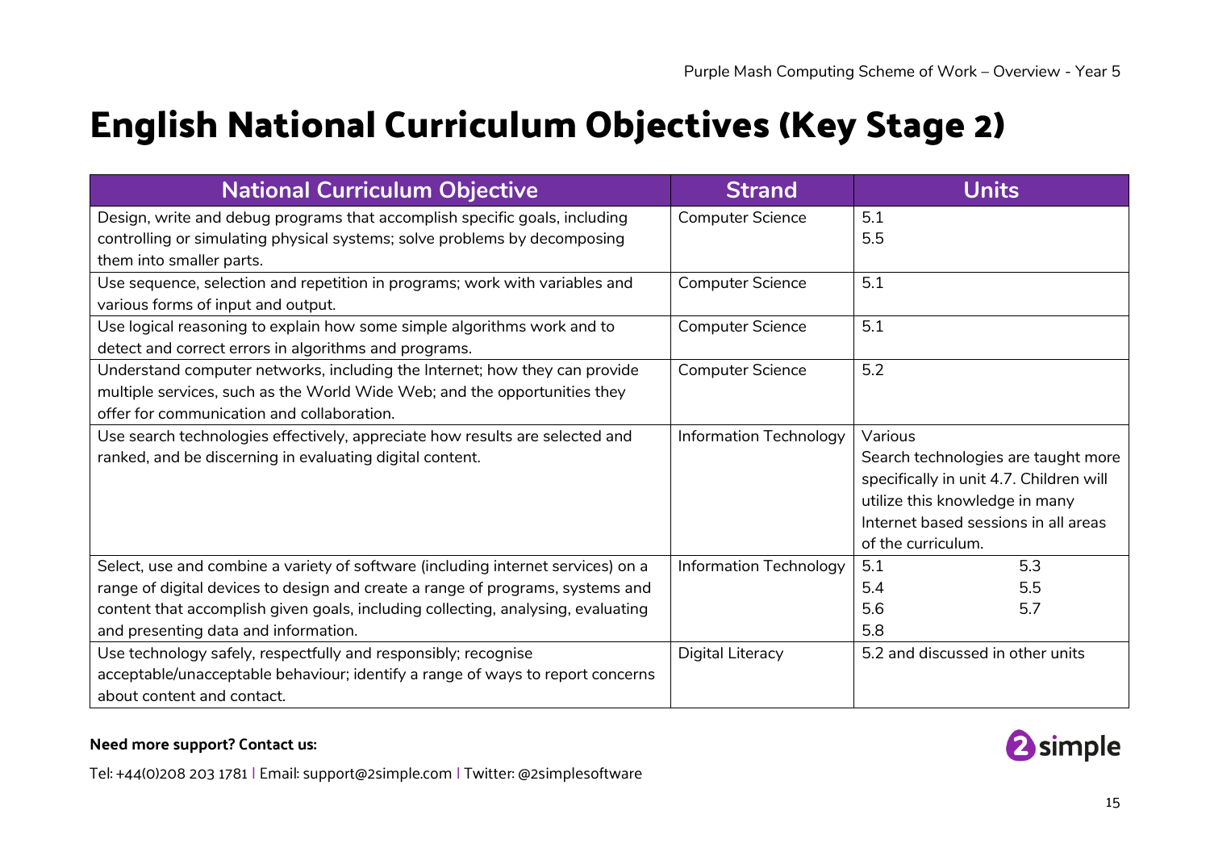# English National Curriculum Objectives (Key Stage 2)

| National Curriculum Objective | Strand | Units |
|---|---|---|
| Design, write and debug programs that accomplish specific goals, including controlling or simulating physical systems; solve problems by decomposing them into smaller parts. | Computer Science | 5.1<br>5.5 |
| Use sequence, selection and repetition in programs; work with variables and various forms of input and output. | Computer Science | 5.1 |
| Use logical reasoning to explain how some simple algorithms work and to detect and correct errors in algorithms and programs. | Computer Science | 5.1 |
| Understand computer networks, including the Internet; how they can provide multiple services, such as the World Wide Web; and the opportunities they offer for communication and collaboration. | Computer Science | 5.2 |
| Use search technologies effectively, appreciate how results are selected and ranked, and be discerning in evaluating digital content. | Information Technology | Various<br>Search technologies are taught more specifically in unit 4.7. Children will utilize this knowledge in many Internet based sessions in all areas of the curriculum. |
| Select, use and combine a variety of software (including internet services) on a range of digital devices to design and create a range of programs, systems and content that accomplish given goals, including collecting, analysing, evaluating and presenting data and information. | Information Technology | 5.1 5.3<br>5.4 5.5<br>5.6 5.7<br>5.8 |
| Use technology safely, respectfully and responsibly; recognise acceptable/unacceptable behaviour; identify a range of ways to report concerns about content and contact. | Digital Literacy | 5.2 and discussed in other units |

**Need more support? Contact us:**

Tel: +44(0)208 203 1781 | Email: support@2simple.com | Twitter: @2simplesoftware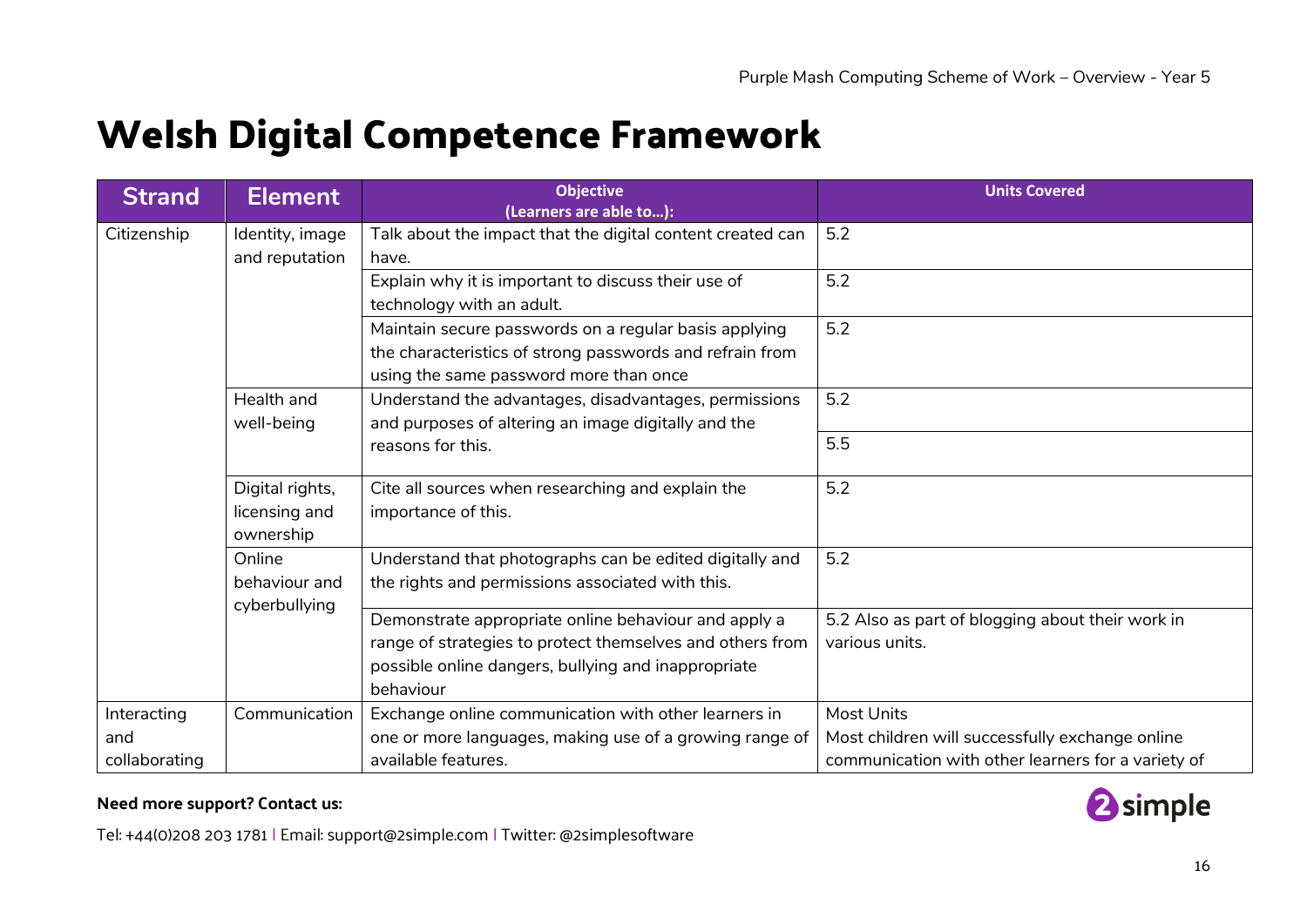# Welsh Digital Competence Framework

| Strand | Element | Objective (Learners are able to…): | Units Covered |
|---|---|---|---|
| Citizenship | Identity, image and reputation | Talk about the impact that the digital content created can have. | 5.2 |
| | | Explain why it is important to discuss their use of technology with an adult. | 5.2 |
| | | Maintain secure passwords on a regular basis applying the characteristics of strong passwords and refrain from using the same password more than once | 5.2 |
| | Health and well-being | Understand the advantages, disadvantages, permissions and purposes of altering an image digitally and the reasons for this. | 5.2 |
| | | | 5.5 |
| | Digital rights, licensing and ownership | Cite all sources when researching and explain the importance of this. | 5.2 |
| | Online behaviour and cyberbullying | Understand that photographs can be edited digitally and the rights and permissions associated with this. | 5.2 |
| | | Demonstrate appropriate online behaviour and apply a range of strategies to protect themselves and others from possible online dangers, bullying and inappropriate behaviour | 5.2 Also as part of blogging about their work in various units. |
| Interacting and collaborating | Communication | Exchange online communication with other learners in one or more languages, making use of a growing range of available features. | Most Units<br>Most children will successfully exchange online communication with other learners for a variety of |

**Need more support? Contact us:**

Tel: +44(0)208 203 1781 | Email: support@2simple.com | Twitter: @2simplesoftware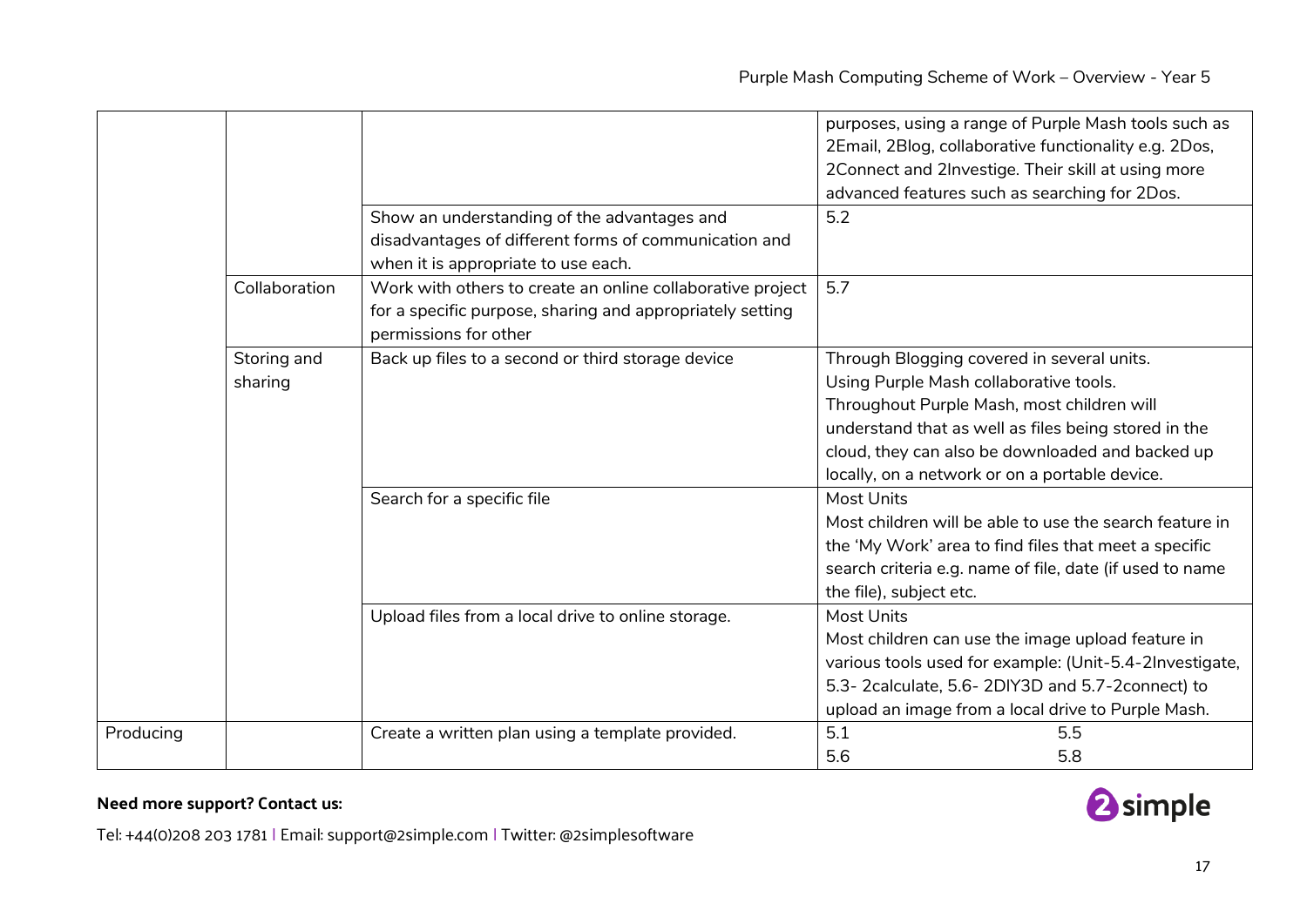| | | | |
|---|---|---|---|
| | | | purposes, using a range of Purple Mash tools such as 2Email, 2Blog, collaborative functionality e.g. 2Dos, 2Connect and 2Investige. Their skill at using more advanced features such as searching for 2Dos. |
| | | Show an understanding of the advantages and disadvantages of different forms of communication and when it is appropriate to use each. | 5.2 |
| | Collaboration | Work with others to create an online collaborative project for a specific purpose, sharing and appropriately setting permissions for other | 5.7 |
| | Storing and sharing | Back up files to a second or third storage device | Through Blogging covered in several units. Using Purple Mash collaborative tools. Throughout Purple Mash, most children will understand that as well as files being stored in the cloud, they can also be downloaded and backed up locally, on a network or on a portable device. |
| | | Search for a specific file | Most Units<br>Most children will be able to use the search feature in the 'My Work' area to find files that meet a specific search criteria e.g. name of file, date (if used to name the file), subject etc. |
| | | Upload files from a local drive to online storage. | Most Units<br>Most children can use the image upload feature in various tools used for example: (Unit-5.4-2Investigate, 5.3- 2calculate, 5.6- 2DIY3D and 5.7-2connect) to upload an image from a local drive to Purple Mash. |
| Producing | | Create a written plan using a template provided. | 5.1 5.5<br>5.6 5.8 |

**Need more support? Contact us:**

Tel: +44(0)208 203 1781 | Email: support@2simple.com | Twitter: @2simplesoftware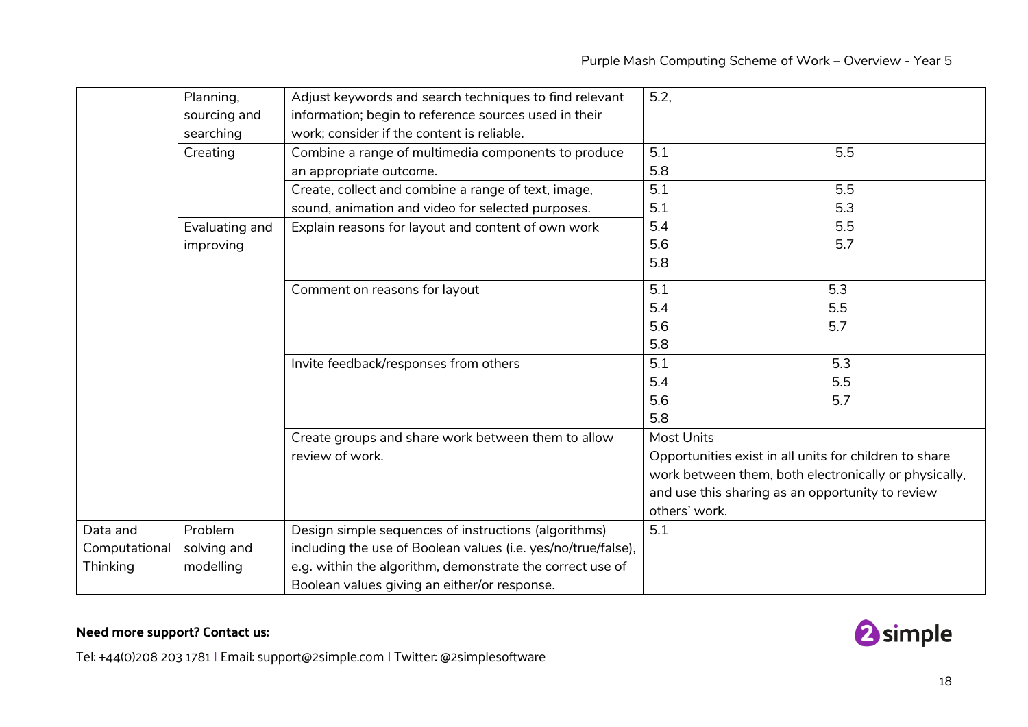| | Planning, sourcing and searching | Adjust keywords and search techniques to find relevant information; begin to reference sources used in their work; consider if the content is reliable. | 5.2, |
|---|---|---|---|
| | Creating | Combine a range of multimedia components to produce an appropriate outcome. | 5.1 5.5 5.8 |
| | | Create, collect and combine a range of text, image, sound, animation and video for selected purposes. | 5.1 5.5 5.1 5.3 |
| | Evaluating and improving | Explain reasons for layout and content of own work | 5.4 5.5 5.6 5.7 5.8 |
| | | Comment on reasons for layout | 5.1 5.3 5.4 5.5 5.6 5.7 5.8 |
| | | Invite feedback/responses from others | 5.1 5.3 5.4 5.5 5.6 5.7 5.8 |
| | | Create groups and share work between them to allow review of work. | Most Units Opportunities exist in all units for children to share work between them, both electronically or physically, and use this sharing as an opportunity to review others' work. |
| Data and Computational Thinking | Problem solving and modelling | Design simple sequences of instructions (algorithms) including the use of Boolean values (i.e. yes/no/true/false), e.g. within the algorithm, demonstrate the correct use of Boolean values giving an either/or response. | 5.1 |

**Need more support? Contact us:**

Tel: +44(0)208 203 1781 | Email: support@2simple.com | Twitter: @2simplesoftware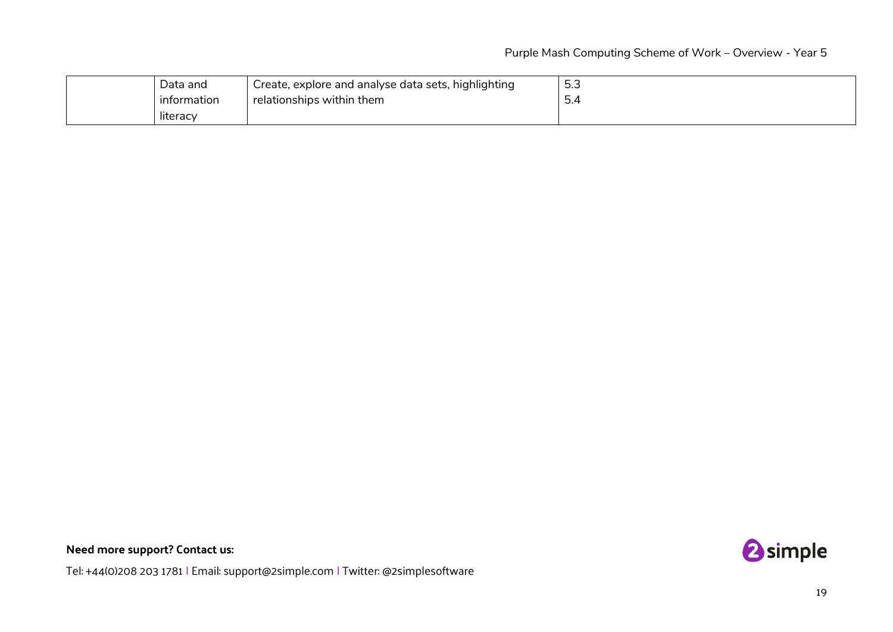|  | Data and information literacy | Create, explore and analyse data sets, highlighting relationships within them | 5.3<br>5.4 |
|---|---|---|---|

**Need more support? Contact us:**

Tel: +44(0)208 203 1781 | Email: support@2simple.com | Twitter: @2simplesoftware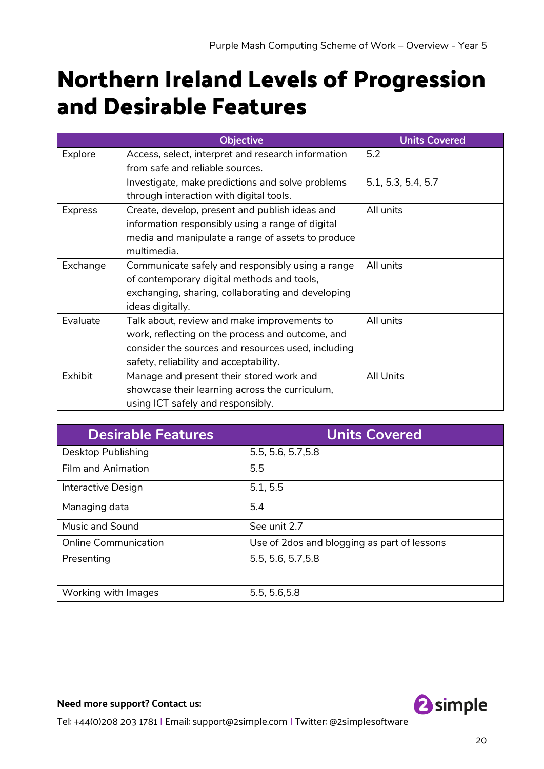# Northern Ireland Levels of Progression and Desirable Features

| | Objective | Units Covered |
|---|---|---|
| Explore | Access, select, interpret and research information from safe and reliable sources. | 5.2 |
| | Investigate, make predictions and solve problems through interaction with digital tools. | 5.1, 5.3, 5.4, 5.7 |
| Express | Create, develop, present and publish ideas and information responsibly using a range of digital media and manipulate a range of assets to produce multimedia. | All units |
| Exchange | Communicate safely and responsibly using a range of contemporary digital methods and tools, exchanging, sharing, collaborating and developing ideas digitally. | All units |
| Evaluate | Talk about, review and make improvements to work, reflecting on the process and outcome, and consider the sources and resources used, including safety, reliability and acceptability. | All units |
| Exhibit | Manage and present their stored work and showcase their learning across the curriculum, using ICT safely and responsibly. | All Units |

| Desirable Features | Units Covered |
|---|---|
| Desktop Publishing | 5.5, 5.6, 5.7,5.8 |
| Film and Animation | 5.5 |
| Interactive Design | 5.1, 5.5 |
| Managing data | 5.4 |
| Music and Sound | See unit 2.7 |
| Online Communication | Use of 2dos and blogging as part of lessons |
| Presenting | 5.5, 5.6, 5.7,5.8 |
| Working with Images | 5.5, 5.6,5.8 |

**Need more support? Contact us:**

Tel: +44(0)208 203 1781 | Email: support@2simple.com | Twitter: @2simplesoftware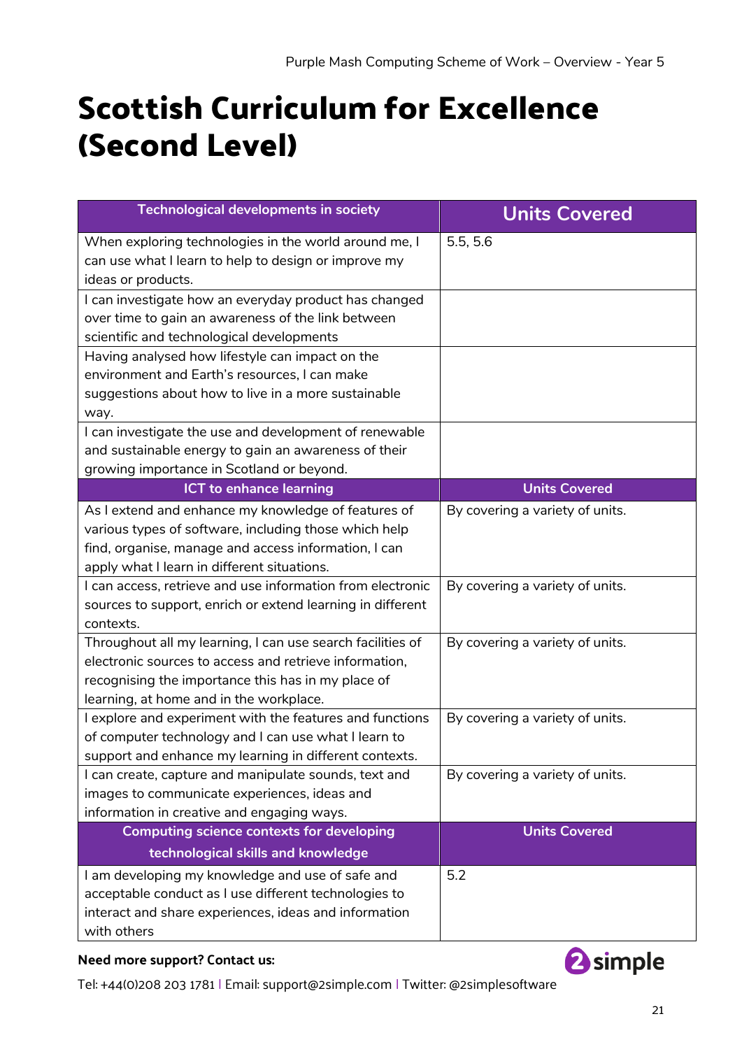# Scottish Curriculum for Excellence (Second Level)

| Technological developments in society | Units Covered |
|---|---|
| When exploring technologies in the world around me, I can use what I learn to help to design or improve my ideas or products. | 5.5, 5.6 |
| I can investigate how an everyday product has changed over time to gain an awareness of the link between scientific and technological developments | |
| Having analysed how lifestyle can impact on the environment and Earth's resources, I can make suggestions about how to live in a more sustainable way. | |
| I can investigate the use and development of renewable and sustainable energy to gain an awareness of their growing importance in Scotland or beyond. | |
| **ICT to enhance learning** | **Units Covered** |
| As I extend and enhance my knowledge of features of various types of software, including those which help find, organise, manage and access information, I can apply what I learn in different situations. | By covering a variety of units. |
| I can access, retrieve and use information from electronic sources to support, enrich or extend learning in different contexts. | By covering a variety of units. |
| Throughout all my learning, I can use search facilities of electronic sources to access and retrieve information, recognising the importance this has in my place of learning, at home and in the workplace. | By covering a variety of units. |
| I explore and experiment with the features and functions of computer technology and I can use what I learn to support and enhance my learning in different contexts. | By covering a variety of units. |
| I can create, capture and manipulate sounds, text and images to communicate experiences, ideas and information in creative and engaging ways. | By covering a variety of units. |
| **Computing science contexts for developing technological skills and knowledge** | **Units Covered** |
| I am developing my knowledge and use of safe and acceptable conduct as I use different technologies to interact and share experiences, ideas and information with others | 5.2 |

**Need more support? Contact us:**

Tel: +44(0)208 203 1781 | Email: support@2simple.com | Twitter: @2simplesoftware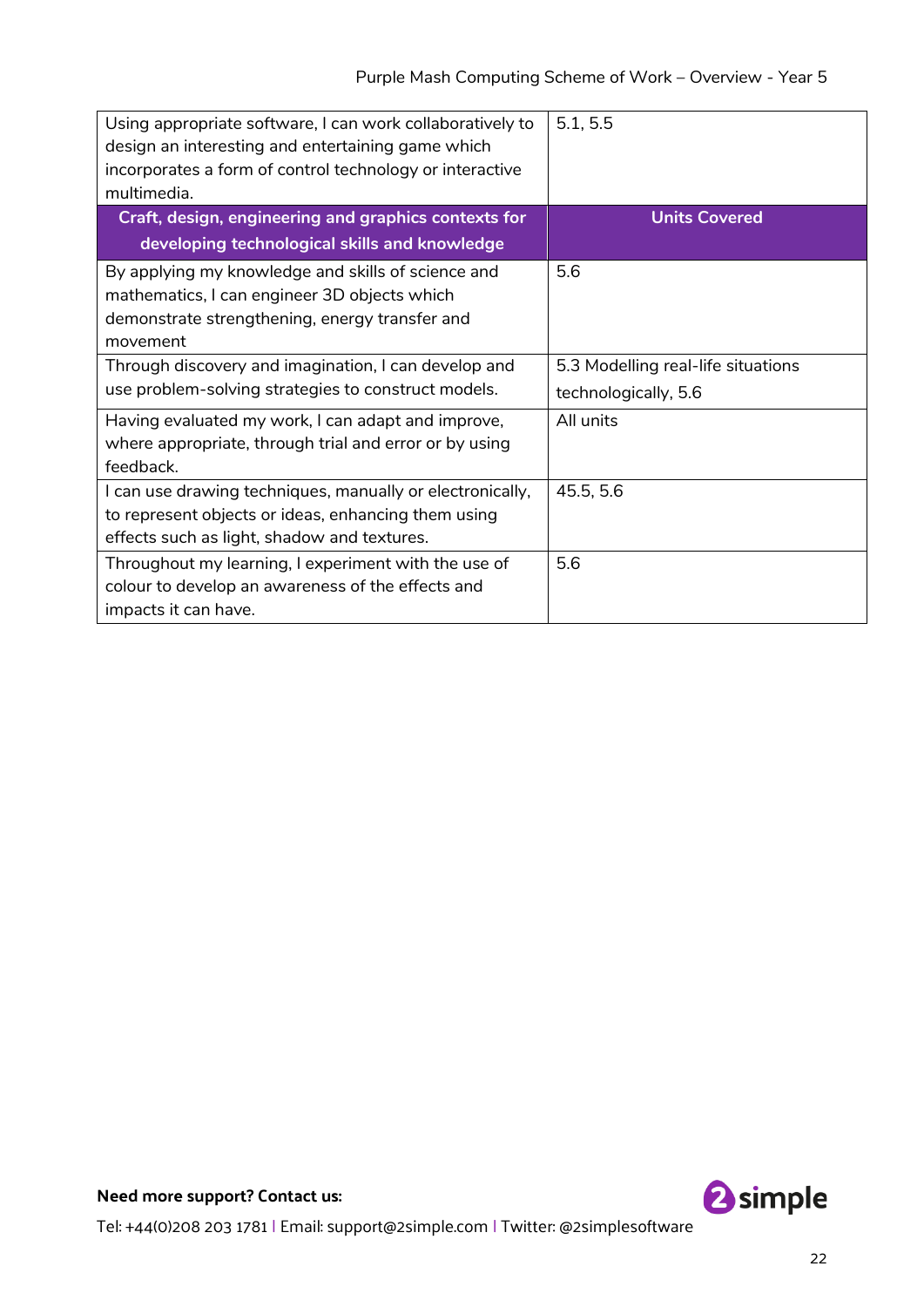| | |
|---|---|
| Using appropriate software, I can work collaboratively to design an interesting and entertaining game which incorporates a form of control technology or interactive multimedia. | 5.1, 5.5 |
| **Craft, design, engineering and graphics contexts for developing technological skills and knowledge** | **Units Covered** |
| By applying my knowledge and skills of science and mathematics, I can engineer 3D objects which demonstrate strengthening, energy transfer and movement | 5.6 |
| Through discovery and imagination, I can develop and use problem-solving strategies to construct models. | 5.3 Modelling real-life situations technologically, 5.6 |
| Having evaluated my work, I can adapt and improve, where appropriate, through trial and error or by using feedback. | All units |
| I can use drawing techniques, manually or electronically, to represent objects or ideas, enhancing them using effects such as light, shadow and textures. | 45.5, 5.6 |
| Throughout my learning, I experiment with the use of colour to develop an awareness of the effects and impacts it can have. | 5.6 |

**Need more support? Contact us:**

Tel: +44(0)208 203 1781 | Email: support@2simple.com | Twitter: @2simplesoftware